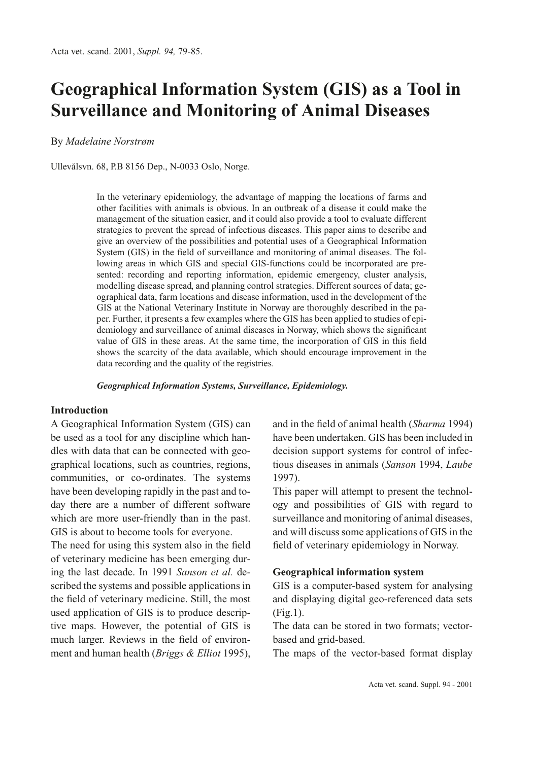# Geographical Information System (GIS) as a Tool in Surveillance and Monitoring of Animal Diseases

By *Madelaine Norstrøm*

Ullevålsvn. 68, P.B 8156 Dep., N-0033 Oslo, Norge.

In the veterinary epidemiology, the advantage of mapping the locations of farms and other facilities with animals is obvious. In an outbreak of a disease it could make the management of the situation easier, and it could also provide a tool to evaluate different strategies to prevent the spread of infectious diseases. This paper aims to describe and give an overview of the possibilities and potential uses of a Geographical Information System (GIS) in the field of surveillance and monitoring of animal diseases. The following areas in which GIS and special GIS-functions could be incorporated are presented: recording and reporting information, epidemic emergency, cluster analysis, modelling disease spread, and planning control strategies. Different sources of data; geographical data, farm locations and disease information, used in the development of the GIS at the National Veterinary Institute in Norway are thoroughly described in the paper. Further, it presents a few examples where the GIS has been applied to studies of epidemiology and surveillance of animal diseases in Norway, which shows the significant value of GIS in these areas. At the same time, the incorporation of GIS in this field shows the scarcity of the data available, which should encourage improvement in the data recording and the quality of the registries.

***Geographical Information Systems, Surveillance, Epidemiology.***

## Introduction

A Geographical Information System (GIS) can be used as a tool for any discipline which handles with data that can be connected with geographical locations, such as countries, regions, communities, or co-ordinates. The systems have been developing rapidly in the past and today there are a number of different software which are more user-friendly than in the past. GIS is about to become tools for everyone.

The need for using this system also in the field of veterinary medicine has been emerging during the last decade. In 1991 *Sanson et al.* described the systems and possible applications in the field of veterinary medicine. Still, the most used application of GIS is to produce descriptive maps. However, the potential of GIS is much larger. Reviews in the field of environment and human health (*Briggs & Elliot* 1995), and in the field of animal health (*Sharma* 1994) have been undertaken. GIS has been included in decision support systems for control of infectious diseases in animals (*Sanson* 1994, *Laube* 1997).

This paper will attempt to present the technology and possibilities of GIS with regard to surveillance and monitoring of animal diseases, and will discuss some applications of GIS in the field of veterinary epidemiology in Norway.

## Geographical information system

GIS is a computer-based system for analysing and displaying digital geo-referenced data sets (Fig.1).

The data can be stored in two formats; vector-based and grid-based.

The maps of the vector-based format display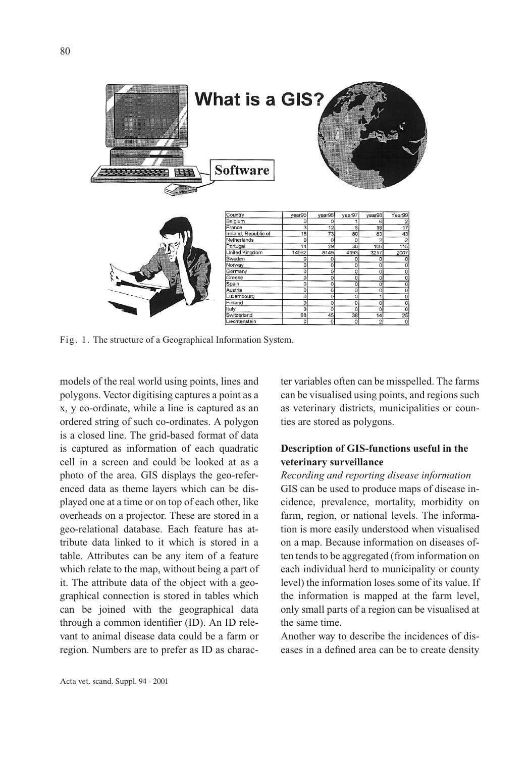**What is a GIS?**

**Software**

| Country | year95 | year96 | year97 | year98 | Year99 |
|---|---|---|---|---|---|
| Belgium | 0 | 0 | 1 | 6 | 2 |
| France | 3 | 12 | 6 | 18 | 17 |
| Ireland, Republic of | 16 | 73 | 80 | 83 | 43 |
| Netherlands | 0 | 0 | 0 | 2 | 2 |
| Portugal | 14 | 29 | 30 | 106 | 115 |
| United Kingdom | 14562 | 8149 | 4393 | 3217 | 2007 |
| Sweden | 0 | 0 | 0 | 0 | 0 |
| Norway | 0 | 0 | 0 | 0 | 0 |
| Germany | 0 | 0 | 0 | 0 | 0 |
| Greece | 0 | 0 | 0 | 0 | 0 |
| Spain | 0 | 0 | 0 | 0 | 0 |
| Austria | 0 | 0 | 0 | 0 | 0 |
| Luxembourg | 0 | 0 | 0 | 1 | 0 |
| Finland | 0 | 0 | 0 | 0 | 0 |
| Italy | 0 | 0 | 0 | 0 | 0 |
| Switzerland | 68 | 45 | 38 | 14 | 25 |
| Liechtenstein | 0 | 0 | 0 | 2 | 0 |

Fig. 1. The structure of a Geographical Information System.

models of the real world using points, lines and polygons. Vector digitising captures a point as a x, y co-ordinate, while a line is captured as an ordered string of such co-ordinates. A polygon is a closed line. The grid-based format of data is captured as information of each quadratic cell in a screen and could be looked at as a photo of the area. GIS displays the geo-referenced data as theme layers which can be displayed one at a time or on top of each other, like overheads on a projector. These are stored in a geo-relational database. Each feature has attribute data linked to it which is stored in a table. Attributes can be any item of a feature which relate to the map, without being a part of it. The attribute data of the object with a geographical connection is stored in tables which can be joined with the geographical data through a common identifier (ID). An ID relevant to animal disease data could be a farm or region. Numbers are to prefer as ID as character variables often can be misspelled. The farms can be visualised using points, and regions such as veterinary districts, municipalities or counties are stored as polygons.

### Description of GIS-functions useful in the veterinary surveillance

*Recording and reporting disease information*

GIS can be used to produce maps of disease incidence, prevalence, mortality, morbidity on farm, region, or national levels. The information is more easily understood when visualised on a map. Because information on diseases often tends to be aggregated (from information on each individual herd to municipality or county level) the information loses some of its value. If the information is mapped at the farm level, only small parts of a region can be visualised at the same time.

Another way to describe the incidences of diseases in a defined area can be to create density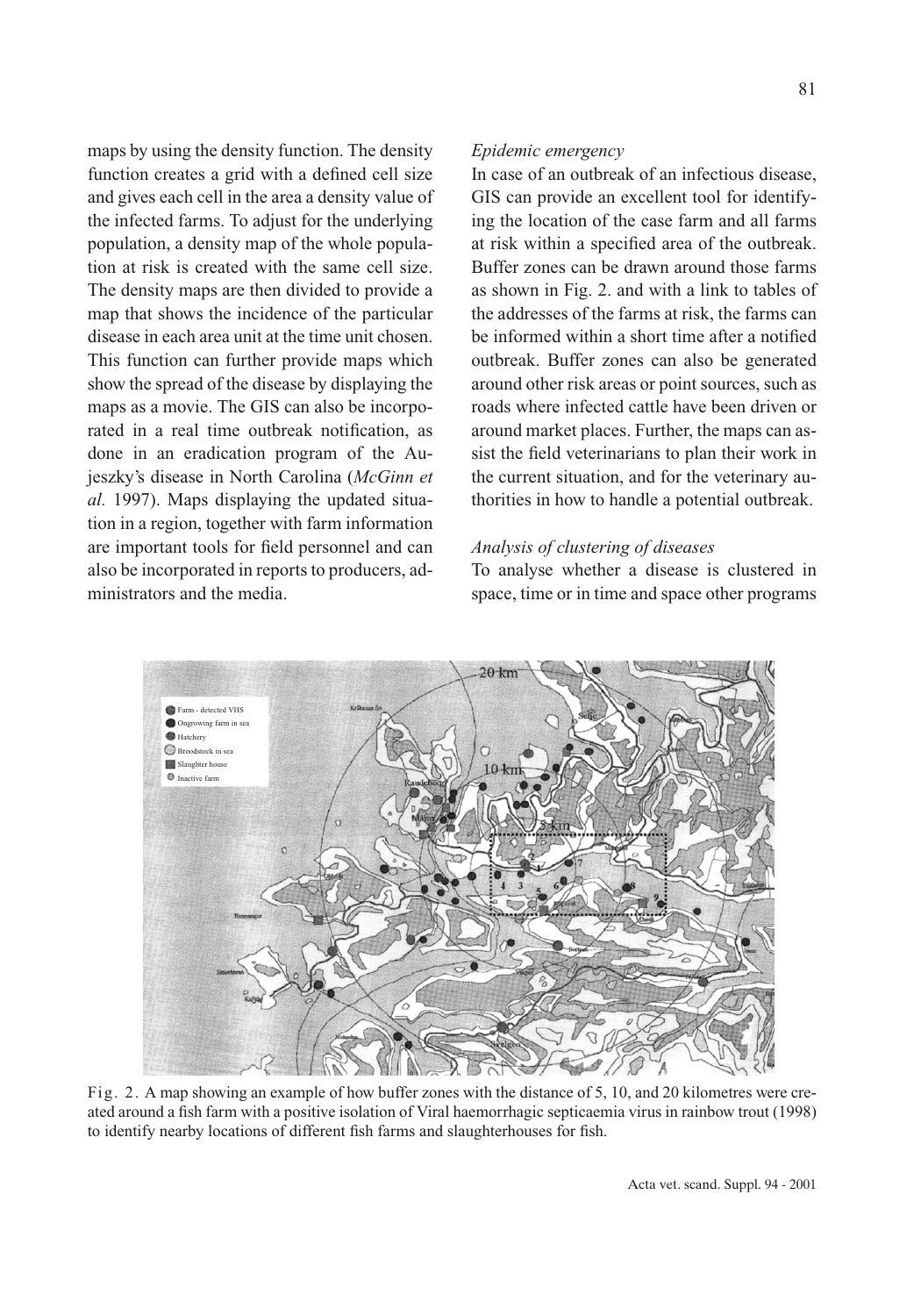maps by using the density function. The density function creates a grid with a defined cell size and gives each cell in the area a density value of the infected farms. To adjust for the underlying population, a density map of the whole population at risk is created with the same cell size. The density maps are then divided to provide a map that shows the incidence of the particular disease in each area unit at the time unit chosen. This function can further provide maps which show the spread of the disease by displaying the maps as a movie. The GIS can also be incorporated in a real time outbreak notification, as done in an eradication program of the Aujeszky's disease in North Carolina (*McGinn et al.* 1997). Maps displaying the updated situation in a region, together with farm information are important tools for field personnel and can also be incorporated in reports to producers, administrators and the media.

*Epidemic emergency*

In case of an outbreak of an infectious disease, GIS can provide an excellent tool for identifying the location of the case farm and all farms at risk within a specified area of the outbreak. Buffer zones can be drawn around those farms as shown in Fig. 2. and with a link to tables of the addresses of the farms at risk, the farms can be informed within a short time after a notified outbreak. Buffer zones can also be generated around other risk areas or point sources, such as roads where infected cattle have been driven or around market places. Further, the maps can assist the field veterinarians to plan their work in the current situation, and for the veterinary authorities in how to handle a potential outbreak.

*Analysis of clustering of diseases*

To analyse whether a disease is clustered in space, time or in time and space other programs

Fig. 2. A map showing an example of how buffer zones with the distance of 5, 10, and 20 kilometres were created around a fish farm with a positive isolation of Viral haemorrhagic septicaemia virus in rainbow trout (1998) to identify nearby locations of different fish farms and slaughterhouses for fish.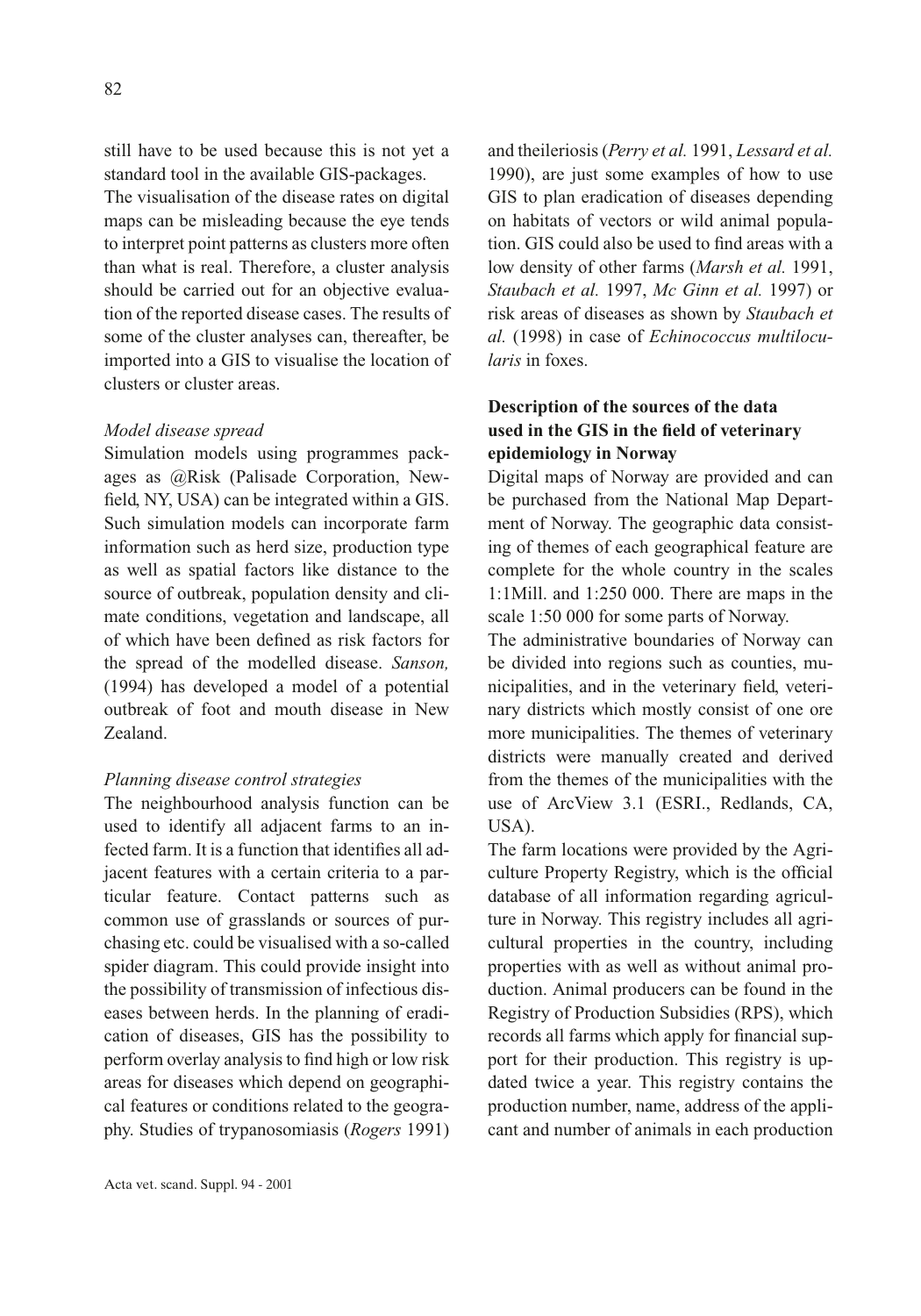still have to be used because this is not yet a standard tool in the available GIS-packages.

The visualisation of the disease rates on digital maps can be misleading because the eye tends to interpret point patterns as clusters more often than what is real. Therefore, a cluster analysis should be carried out for an objective evaluation of the reported disease cases. The results of some of the cluster analyses can, thereafter, be imported into a GIS to visualise the location of clusters or cluster areas.

*Model disease spread*

Simulation models using programmes packages as @Risk (Palisade Corporation, Newfield, NY, USA) can be integrated within a GIS. Such simulation models can incorporate farm information such as herd size, production type as well as spatial factors like distance to the source of outbreak, population density and climate conditions, vegetation and landscape, all of which have been defined as risk factors for the spread of the modelled disease. *Sanson,* (1994) has developed a model of a potential outbreak of foot and mouth disease in New Zealand.

*Planning disease control strategies*

The neighbourhood analysis function can be used to identify all adjacent farms to an infected farm. It is a function that identifies all adjacent features with a certain criteria to a particular feature. Contact patterns such as common use of grasslands or sources of purchasing etc. could be visualised with a so-called spider diagram. This could provide insight into the possibility of transmission of infectious diseases between herds. In the planning of eradication of diseases, GIS has the possibility to perform overlay analysis to find high or low risk areas for diseases which depend on geographical features or conditions related to the geography. Studies of trypanosomiasis (*Rogers* 1991) and theileriosis (*Perry et al.* 1991, *Lessard et al.* 1990), are just some examples of how to use GIS to plan eradication of diseases depending on habitats of vectors or wild animal population. GIS could also be used to find areas with a low density of other farms (*Marsh et al.* 1991, *Staubach et al.* 1997, *Mc Ginn et al.* 1997) or risk areas of diseases as shown by *Staubach et al.* (1998) in case of *Echinococcus multilocularis* in foxes.

**Description of the sources of the data used in the GIS in the field of veterinary epidemiology in Norway**

Digital maps of Norway are provided and can be purchased from the National Map Department of Norway. The geographic data consisting of themes of each geographical feature are complete for the whole country in the scales 1:1Mill. and 1:250 000. There are maps in the scale 1:50 000 for some parts of Norway.

The administrative boundaries of Norway can be divided into regions such as counties, municipalities, and in the veterinary field, veterinary districts which mostly consist of one ore more municipalities. The themes of veterinary districts were manually created and derived from the themes of the municipalities with the use of ArcView 3.1 (ESRI., Redlands, CA, USA).

The farm locations were provided by the Agriculture Property Registry, which is the official database of all information regarding agriculture in Norway. This registry includes all agricultural properties in the country, including properties with as well as without animal production. Animal producers can be found in the Registry of Production Subsidies (RPS), which records all farms which apply for financial support for their production. This registry is updated twice a year. This registry contains the production number, name, address of the applicant and number of animals in each production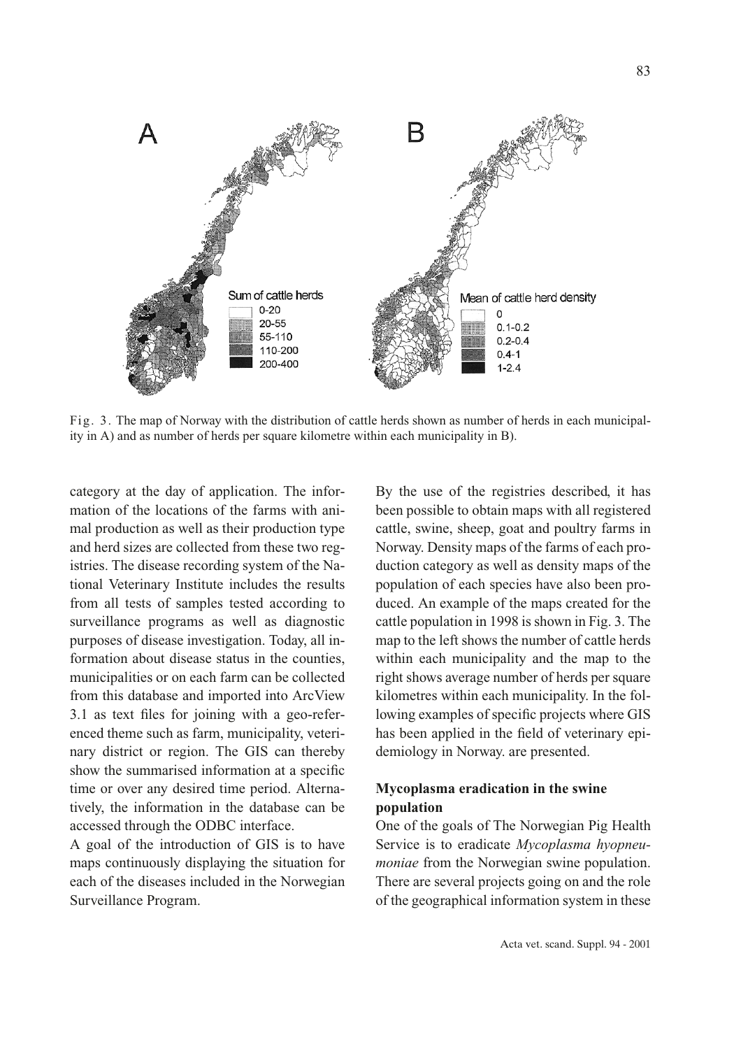A

Sum of cattle herds
0-20
20-55
55-110
110-200
200-400

B

Mean of cattle herd density
0
0.1-0.2
0.2-0.4
0.4-1
1-2.4

Fig. 3. The map of Norway with the distribution of cattle herds shown as number of herds in each municipality in A) and as number of herds per square kilometre within each municipality in B).

category at the day of application. The information of the locations of the farms with animal production as well as their production type and herd sizes are collected from these two registries. The disease recording system of the National Veterinary Institute includes the results from all tests of samples tested according to surveillance programs as well as diagnostic purposes of disease investigation. Today, all information about disease status in the counties, municipalities or on each farm can be collected from this database and imported into ArcView 3.1 as text files for joining with a geo-referenced theme such as farm, municipality, veterinary district or region. The GIS can thereby show the summarised information at a specific time or over any desired time period. Alternatively, the information in the database can be accessed through the ODBC interface.

A goal of the introduction of GIS is to have maps continuously displaying the situation for each of the diseases included in the Norwegian Surveillance Program.

By the use of the registries described, it has been possible to obtain maps with all registered cattle, swine, sheep, goat and poultry farms in Norway. Density maps of the farms of each production category as well as density maps of the population of each species have also been produced. An example of the maps created for the cattle population in 1998 is shown in Fig. 3. The map to the left shows the number of cattle herds within each municipality and the map to the right shows average number of herds per square kilometres within each municipality. In the following examples of specific projects where GIS has been applied in the field of veterinary epidemiology in Norway. are presented.

## Mycoplasma eradication in the swine population

One of the goals of The Norwegian Pig Health Service is to eradicate *Mycoplasma hyopneumoniae* from the Norwegian swine population. There are several projects going on and the role of the geographical information system in these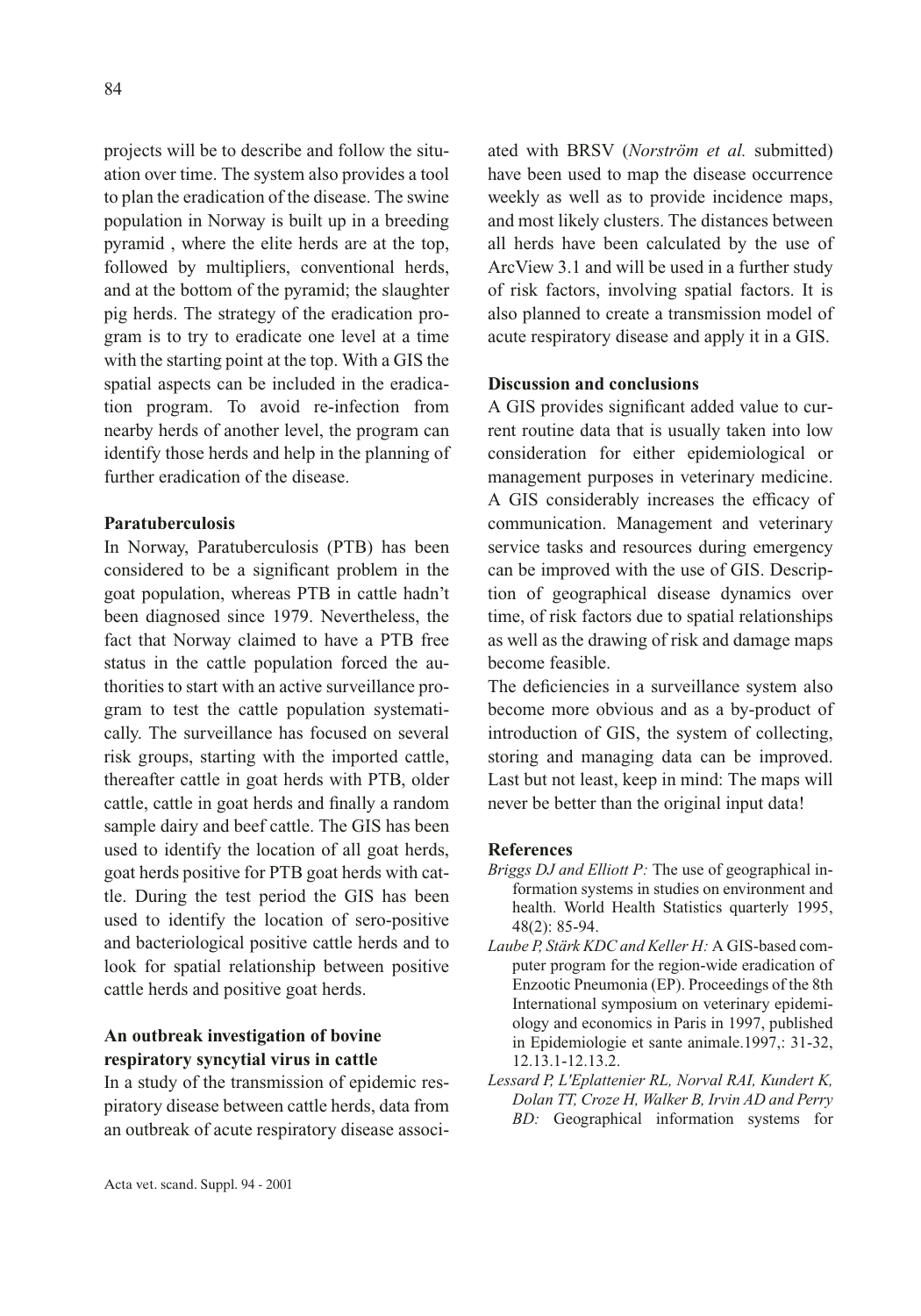projects will be to describe and follow the situation over time. The system also provides a tool to plan the eradication of the disease. The swine population in Norway is built up in a breeding pyramid , where the elite herds are at the top, followed by multipliers, conventional herds, and at the bottom of the pyramid; the slaughter pig herds. The strategy of the eradication program is to try to eradicate one level at a time with the starting point at the top. With a GIS the spatial aspects can be included in the eradication program. To avoid re-infection from nearby herds of another level, the program can identify those herds and help in the planning of further eradication of the disease.

**Paratuberculosis**

In Norway, Paratuberculosis (PTB) has been considered to be a significant problem in the goat population, whereas PTB in cattle hadn't been diagnosed since 1979. Nevertheless, the fact that Norway claimed to have a PTB free status in the cattle population forced the authorities to start with an active surveillance program to test the cattle population systematically. The surveillance has focused on several risk groups, starting with the imported cattle, thereafter cattle in goat herds with PTB, older cattle, cattle in goat herds and finally a random sample dairy and beef cattle. The GIS has been used to identify the location of all goat herds, goat herds positive for PTB goat herds with cattle. During the test period the GIS has been used to identify the location of sero-positive and bacteriological positive cattle herds and to look for spatial relationship between positive cattle herds and positive goat herds.

**An outbreak investigation of bovine respiratory syncytial virus in cattle**

In a study of the transmission of epidemic respiratory disease between cattle herds, data from an outbreak of acute respiratory disease associated with BRSV (*Norström et al.* submitted) have been used to map the disease occurrence weekly as well as to provide incidence maps, and most likely clusters. The distances between all herds have been calculated by the use of ArcView 3.1 and will be used in a further study of risk factors, involving spatial factors. It is also planned to create a transmission model of acute respiratory disease and apply it in a GIS.

**Discussion and conclusions**

A GIS provides significant added value to current routine data that is usually taken into low consideration for either epidemiological or management purposes in veterinary medicine. A GIS considerably increases the efficacy of communication. Management and veterinary service tasks and resources during emergency can be improved with the use of GIS. Description of geographical disease dynamics over time, of risk factors due to spatial relationships as well as the drawing of risk and damage maps become feasible.

The deficiencies in a surveillance system also become more obvious and as a by-product of introduction of GIS, the system of collecting, storing and managing data can be improved. Last but not least, keep in mind: The maps will never be better than the original input data!

**References**

*Briggs DJ and Elliott P:* The use of geographical information systems in studies on environment and health. World Health Statistics quarterly 1995, 48(2): 85-94.

*Laube P, Stärk KDC and Keller H:* A GIS-based computer program for the region-wide eradication of Enzootic Pneumonia (EP). Proceedings of the 8th International symposium on veterinary epidemiology and economics in Paris in 1997, published in Epidemiologie et sante animale.1997,: 31-32, 12.13.1-12.13.2.

*Lessard P, L'Eplattenier RL, Norval RAI, Kundert K, Dolan TT, Croze H, Walker B, Irvin AD and Perry BD:* Geographical information systems for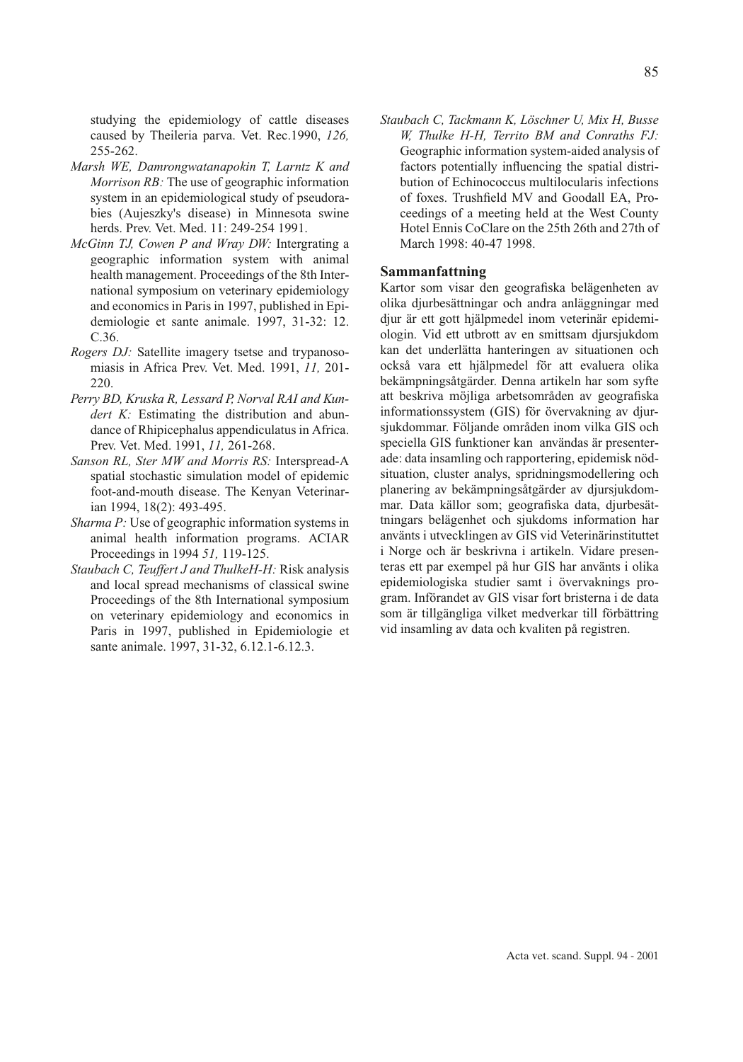studying the epidemiology of cattle diseases caused by Theileria parva. Vet. Rec.1990, *126,* 255-262.

*Marsh WE, Damrongwatanapokin T, Larntz K and Morrison RB:* The use of geographic information system in an epidemiological study of pseudorabies (Aujeszky's disease) in Minnesota swine herds. Prev. Vet. Med. 11: 249-254 1991.

*McGinn TJ, Cowen P and Wray DW:* Intergrating a geographic information system with animal health management. Proceedings of the 8th International symposium on veterinary epidemiology and economics in Paris in 1997, published in Epidemiologie et sante animale. 1997, 31-32: 12. C.36.

*Rogers DJ:* Satellite imagery tsetse and trypanosomiasis in Africa Prev. Vet. Med. 1991, *11,* 201-220.

*Perry BD, Kruska R, Lessard P, Norval RAI and Kundert K:* Estimating the distribution and abundance of Rhipicephalus appendiculatus in Africa. Prev. Vet. Med. 1991, *11,* 261-268.

*Sanson RL, Ster MW and Morris RS:* Interspread-A spatial stochastic simulation model of epidemic foot-and-mouth disease. The Kenyan Veterinarian 1994, 18(2): 493-495.

*Sharma P:* Use of geographic information systems in animal health information programs. ACIAR Proceedings in 1994 *51,* 119-125.

*Staubach C, Teuffert J and ThulkeH-H:* Risk analysis and local spread mechanisms of classical swine Proceedings of the 8th International symposium on veterinary epidemiology and economics in Paris in 1997, published in Epidemiologie et sante animale. 1997, 31-32, 6.12.1-6.12.3.

*Staubach C, Tackmann K, Löschner U, Mix H, Busse W, Thulke H-H, Territo BM and Conraths FJ:* Geographic information system-aided analysis of factors potentially influencing the spatial distribution of Echinococcus multilocularis infections of foxes. Trushfield MV and Goodall EA, Proceedings of a meeting held at the West County Hotel Ennis CoClare on the 25th 26th and 27th of March 1998: 40-47 1998.

## Sammanfattning

Kartor som visar den geografiska belägenheten av olika djurbesättningar och andra anläggningar med djur är ett gott hjälpmedel inom veterinär epidemiologin. Vid ett utbrott av en smittsam djursjukdom kan det underlätta hanteringen av situationen och också vara ett hjälpmedel för att evaluera olika bekämpningsåtgärder. Denna artikeln har som syfte att beskriva möjliga arbetsområden av geografiska informationssystem (GIS) för övervakning av djursjukdommar. Följande områden inom vilka GIS och speciella GIS funktioner kan användas är presenterade: data insamling och rapportering, epidemisk nödsituation, cluster analys, spridningsmodellering och planering av bekämpningsåtgärder av djursjukdommar. Data källor som; geografiska data, djurbesättningars belägenhet och sjukdoms information har använts i utvecklingen av GIS vid Veterinärinstituttet i Norge och är beskrivna i artikeln. Vidare presenteras ett par exempel på hur GIS har använts i olika epidemiologiska studier samt i övervaknings program. Införandet av GIS visar fort bristerna i de data som är tillgängliga vilket medverkar till förbättring vid insamling av data och kvaliten på registren.